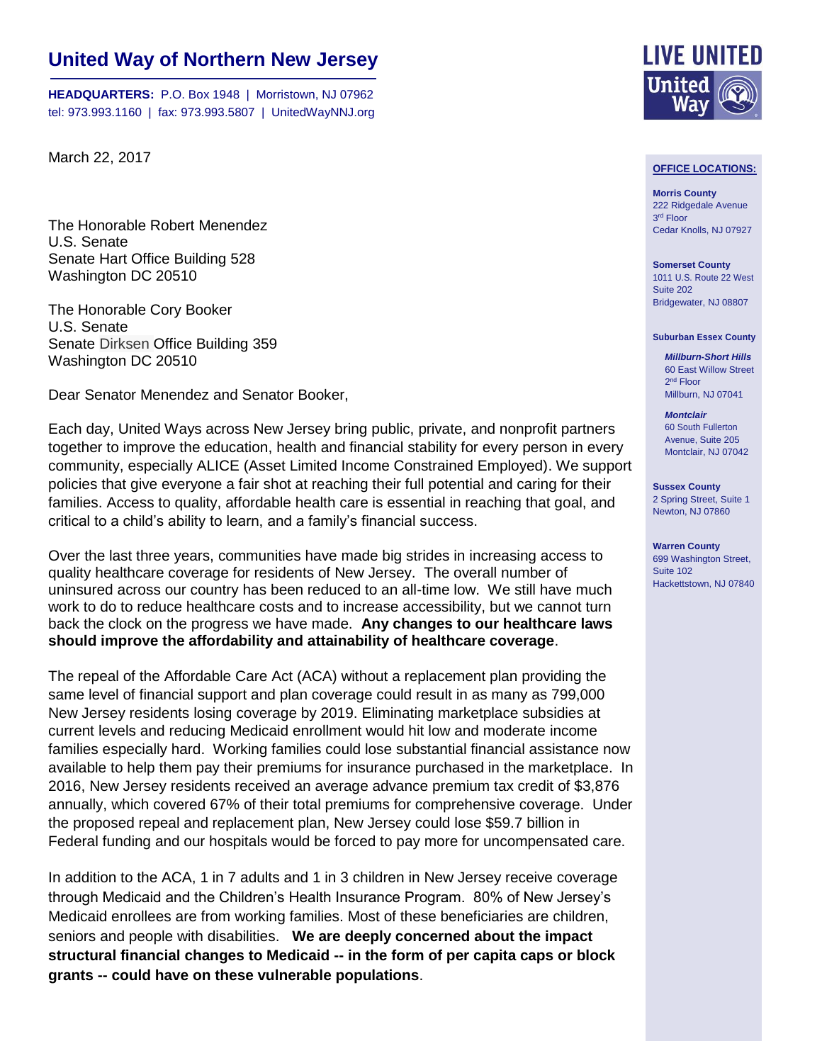# United Way of Northern New Jersey

**HEADQUARTERS:** P.O. Box 1948 | Morristown, NJ 07962
tel: 973.993.1160 | fax: 973.993.5807 | UnitedWayNNJ.org

LIVE UNITED
United Way

**OFFICE LOCATIONS:**

**Morris County**
222 Ridgedale Avenue
3rd Floor
Cedar Knolls, NJ 07927

**Somerset County**
1011 U.S. Route 22 West
Suite 202
Bridgewater, NJ 08807

**Suburban Essex County**

***Millburn-Short Hills***
60 East Willow Street
2nd Floor
Millburn, NJ 07041

***Montclair***
60 South Fullerton
Avenue, Suite 205
Montclair, NJ 07042

**Sussex County**
2 Spring Street, Suite 1
Newton, NJ 07860

**Warren County**
699 Washington Street,
Suite 102
Hackettstown, NJ 07840

March 22, 2017

The Honorable Robert Menendez
U.S. Senate
Senate Hart Office Building 528
Washington DC 20510

The Honorable Cory Booker
U.S. Senate
Senate Dirksen Office Building 359
Washington DC 20510

Dear Senator Menendez and Senator Booker,

Each day, United Ways across New Jersey bring public, private, and nonprofit partners together to improve the education, health and financial stability for every person in every community, especially ALICE (Asset Limited Income Constrained Employed). We support policies that give everyone a fair shot at reaching their full potential and caring for their families. Access to quality, affordable health care is essential in reaching that goal, and critical to a child's ability to learn, and a family's financial success.

Over the last three years, communities have made big strides in increasing access to quality healthcare coverage for residents of New Jersey. The overall number of uninsured across our country has been reduced to an all-time low. We still have much work to do to reduce healthcare costs and to increase accessibility, but we cannot turn back the clock on the progress we have made. **Any changes to our healthcare laws should improve the affordability and attainability of healthcare coverage**.

The repeal of the Affordable Care Act (ACA) without a replacement plan providing the same level of financial support and plan coverage could result in as many as 799,000 New Jersey residents losing coverage by 2019. Eliminating marketplace subsidies at current levels and reducing Medicaid enrollment would hit low and moderate income families especially hard. Working families could lose substantial financial assistance now available to help them pay their premiums for insurance purchased in the marketplace. In 2016, New Jersey residents received an average advance premium tax credit of $3,876 annually, which covered 67% of their total premiums for comprehensive coverage. Under the proposed repeal and replacement plan, New Jersey could lose $59.7 billion in Federal funding and our hospitals would be forced to pay more for uncompensated care.

In addition to the ACA, 1 in 7 adults and 1 in 3 children in New Jersey receive coverage through Medicaid and the Children's Health Insurance Program. 80% of New Jersey's Medicaid enrollees are from working families. Most of these beneficiaries are children, seniors and people with disabilities. **We are deeply concerned about the impact structural financial changes to Medicaid -- in the form of per capita caps or block grants -- could have on these vulnerable populations**.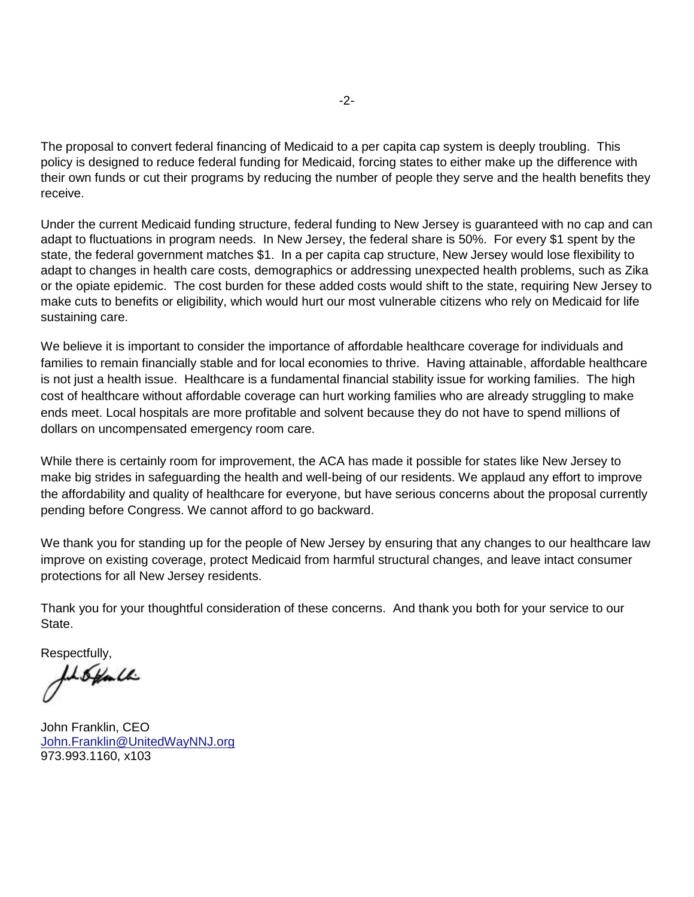The proposal to convert federal financing of Medicaid to a per capita cap system is deeply troubling. This policy is designed to reduce federal funding for Medicaid, forcing states to either make up the difference with their own funds or cut their programs by reducing the number of people they serve and the health benefits they receive.

Under the current Medicaid funding structure, federal funding to New Jersey is guaranteed with no cap and can adapt to fluctuations in program needs. In New Jersey, the federal share is 50%. For every $1 spent by the state, the federal government matches $1. In a per capita cap structure, New Jersey would lose flexibility to adapt to changes in health care costs, demographics or addressing unexpected health problems, such as Zika or the opiate epidemic. The cost burden for these added costs would shift to the state, requiring New Jersey to make cuts to benefits or eligibility, which would hurt our most vulnerable citizens who rely on Medicaid for life sustaining care.

We believe it is important to consider the importance of affordable healthcare coverage for individuals and families to remain financially stable and for local economies to thrive. Having attainable, affordable healthcare is not just a health issue. Healthcare is a fundamental financial stability issue for working families. The high cost of healthcare without affordable coverage can hurt working families who are already struggling to make ends meet. Local hospitals are more profitable and solvent because they do not have to spend millions of dollars on uncompensated emergency room care.

While there is certainly room for improvement, the ACA has made it possible for states like New Jersey to make big strides in safeguarding the health and well-being of our residents. We applaud any effort to improve the affordability and quality of healthcare for everyone, but have serious concerns about the proposal currently pending before Congress. We cannot afford to go backward.

We thank you for standing up for the people of New Jersey by ensuring that any changes to our healthcare law improve on existing coverage, protect Medicaid from harmful structural changes, and leave intact consumer protections for all New Jersey residents.

Thank you for your thoughtful consideration of these concerns. And thank you both for your service to our State.

Respectfully,

John Franklin, CEO
John.Franklin@UnitedWayNNJ.org
973.993.1160, x103